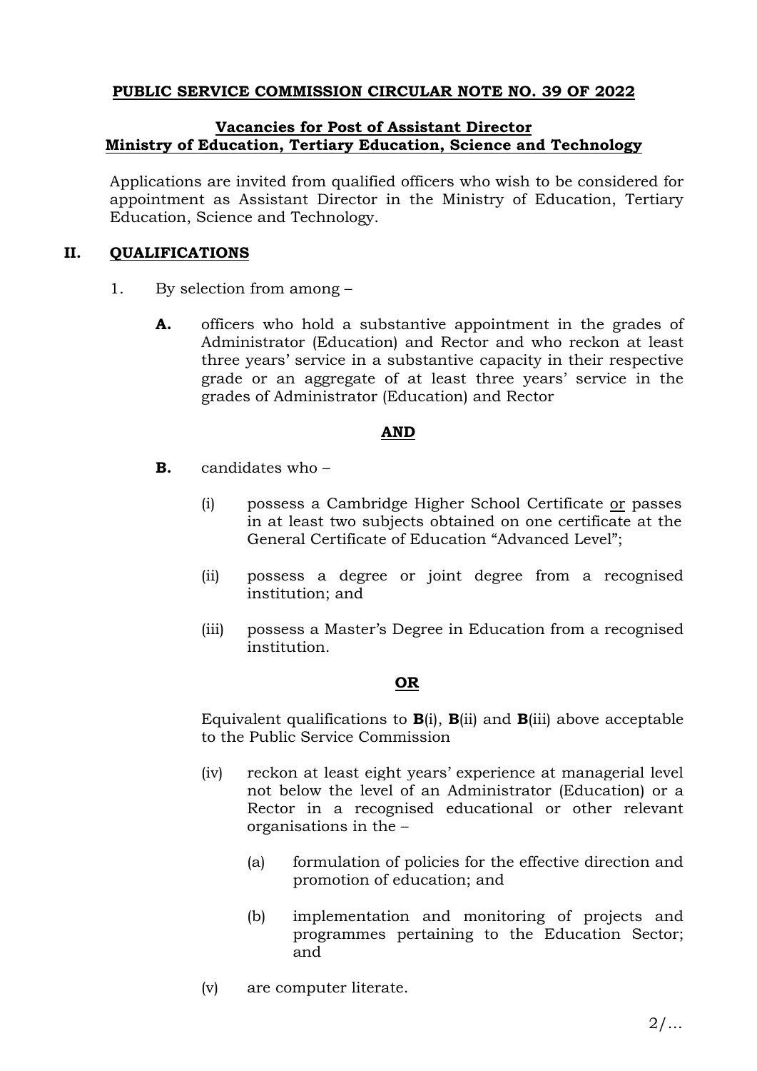# PUBLIC SERVICE COMMISSION CIRCULAR NOTE NO. 39 OF 2022

## Vacancies for Post of Assistant Director
## Ministry of Education, Tertiary Education, Science and Technology

Applications are invited from qualified officers who wish to be considered for appointment as Assistant Director in the Ministry of Education, Tertiary Education, Science and Technology.

## II. QUALIFICATIONS

1. By selection from among –

   **A.** officers who hold a substantive appointment in the grades of Administrator (Education) and Rector and who reckon at least three years' service in a substantive capacity in their respective grade or an aggregate of at least three years' service in the grades of Administrator (Education) and Rector

   **AND**

   **B.** candidates who –

   (i) possess a Cambridge Higher School Certificate or passes in at least two subjects obtained on one certificate at the General Certificate of Education "Advanced Level";

   (ii) possess a degree or joint degree from a recognised institution; and

   (iii) possess a Master's Degree in Education from a recognised institution.

   **OR**

   Equivalent qualifications to **B**(i), **B**(ii) and **B**(iii) above acceptable to the Public Service Commission

   (iv) reckon at least eight years' experience at managerial level not below the level of an Administrator (Education) or a Rector in a recognised educational or other relevant organisations in the –

   (a) formulation of policies for the effective direction and promotion of education; and

   (b) implementation and monitoring of projects and programmes pertaining to the Education Sector; and

   (v) are computer literate.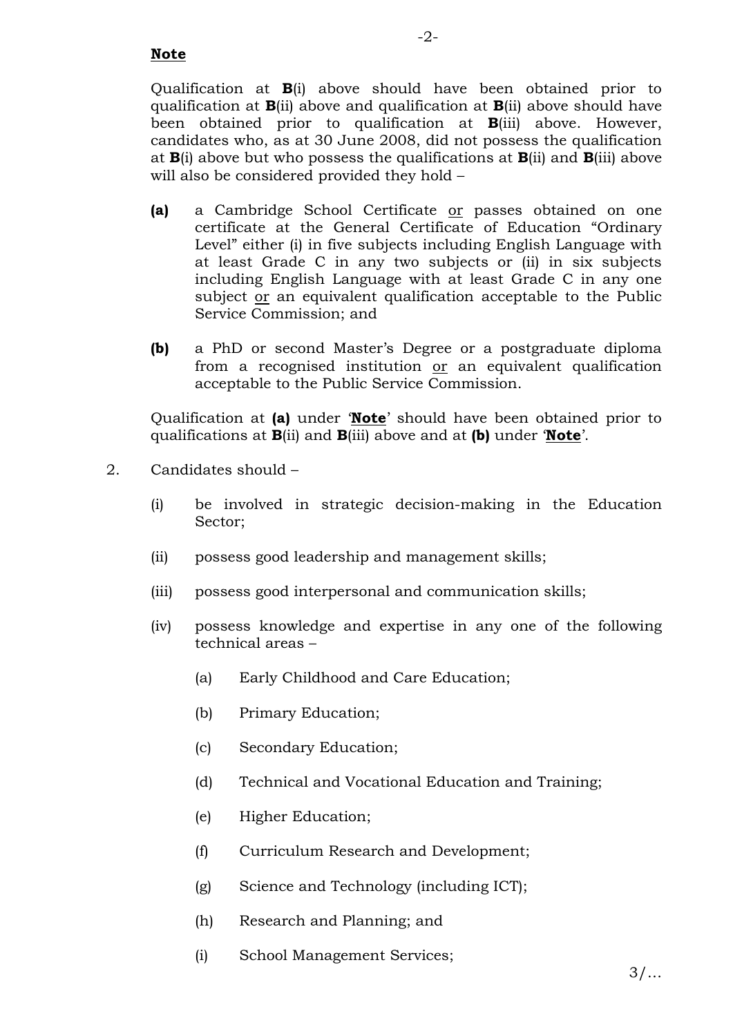**Note**

Qualification at **B**(i) above should have been obtained prior to qualification at **B**(ii) above and qualification at **B**(ii) above should have been obtained prior to qualification at **B**(iii) above. However, candidates who, as at 30 June 2008, did not possess the qualification at **B**(i) above but who possess the qualifications at **B**(ii) and **B**(iii) above will also be considered provided they hold –

**(a)** a Cambridge School Certificate or passes obtained on one certificate at the General Certificate of Education "Ordinary Level" either (i) in five subjects including English Language with at least Grade C in any two subjects or (ii) in six subjects including English Language with at least Grade C in any one subject or an equivalent qualification acceptable to the Public Service Commission; and

**(b)** a PhD or second Master's Degree or a postgraduate diploma from a recognised institution or an equivalent qualification acceptable to the Public Service Commission.

Qualification at **(a)** under '**Note**' should have been obtained prior to qualifications at **B**(ii) and **B**(iii) above and at **(b)** under '**Note**'.

2. Candidates should –

   (i) be involved in strategic decision-making in the Education Sector;

   (ii) possess good leadership and management skills;

   (iii) possess good interpersonal and communication skills;

   (iv) possess knowledge and expertise in any one of the following technical areas –

      (a) Early Childhood and Care Education;

      (b) Primary Education;

      (c) Secondary Education;

      (d) Technical and Vocational Education and Training;

      (e) Higher Education;

      (f) Curriculum Research and Development;

      (g) Science and Technology (including ICT);

      (h) Research and Planning; and

      (i) School Management Services;

3/...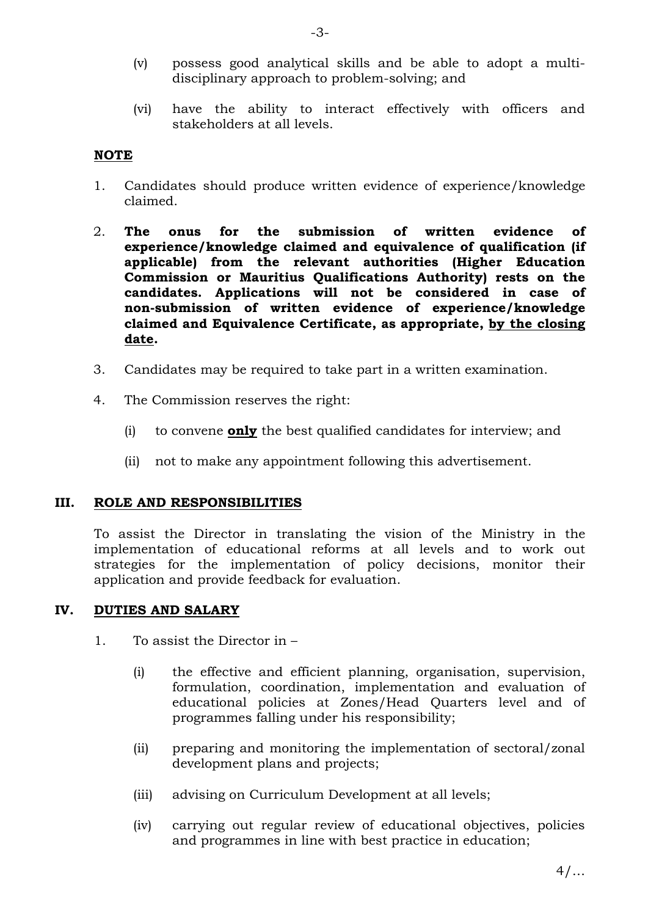(v) possess good analytical skills and be able to adopt a multi-disciplinary approach to problem-solving; and

(vi) have the ability to interact effectively with officers and stakeholders at all levels.

**NOTE**

1. Candidates should produce written evidence of experience/knowledge claimed.

2. **The onus for the submission of written evidence of experience/knowledge claimed and equivalence of qualification (if applicable) from the relevant authorities (Higher Education Commission or Mauritius Qualifications Authority) rests on the candidates. Applications will not be considered in case of non-submission of written evidence of experience/knowledge claimed and Equivalence Certificate, as appropriate, <u>by the closing date</u>.**

3. Candidates may be required to take part in a written examination.

4. The Commission reserves the right:

   (i) to convene **<u>only</u>** the best qualified candidates for interview; and

   (ii) not to make any appointment following this advertisement.

## III. ROLE AND RESPONSIBILITIES

To assist the Director in translating the vision of the Ministry in the implementation of educational reforms at all levels and to work out strategies for the implementation of policy decisions, monitor their application and provide feedback for evaluation.

## IV. DUTIES AND SALARY

1. To assist the Director in –

   (i) the effective and efficient planning, organisation, supervision, formulation, coordination, implementation and evaluation of educational policies at Zones/Head Quarters level and of programmes falling under his responsibility;

   (ii) preparing and monitoring the implementation of sectoral/zonal development plans and projects;

   (iii) advising on Curriculum Development at all levels;

   (iv) carrying out regular review of educational objectives, policies and programmes in line with best practice in education;

4/...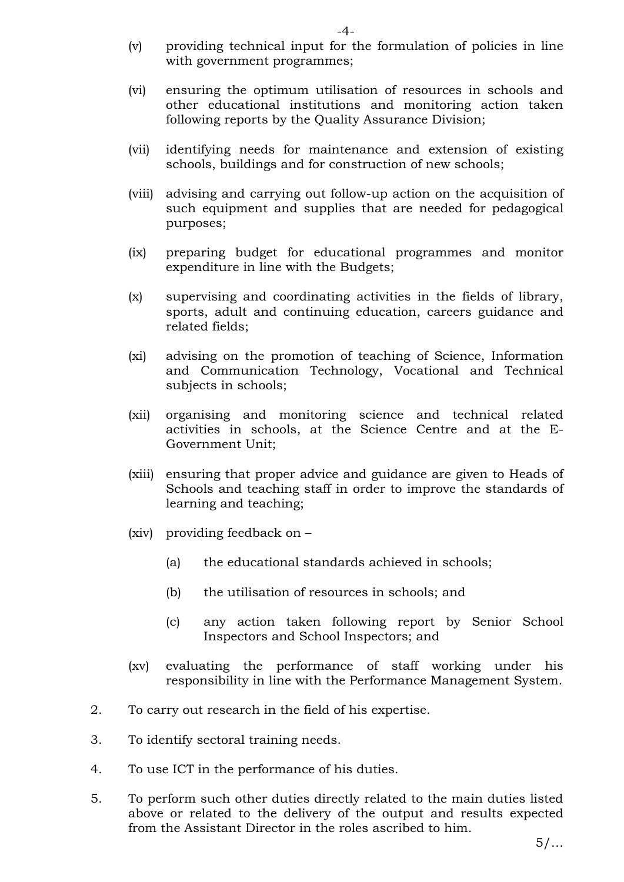(v) providing technical input for the formulation of policies in line with government programmes;

(vi) ensuring the optimum utilisation of resources in schools and other educational institutions and monitoring action taken following reports by the Quality Assurance Division;

(vii) identifying needs for maintenance and extension of existing schools, buildings and for construction of new schools;

(viii) advising and carrying out follow-up action on the acquisition of such equipment and supplies that are needed for pedagogical purposes;

(ix) preparing budget for educational programmes and monitor expenditure in line with the Budgets;

(x) supervising and coordinating activities in the fields of library, sports, adult and continuing education, careers guidance and related fields;

(xi) advising on the promotion of teaching of Science, Information and Communication Technology, Vocational and Technical subjects in schools;

(xii) organising and monitoring science and technical related activities in schools, at the Science Centre and at the E-Government Unit;

(xiii) ensuring that proper advice and guidance are given to Heads of Schools and teaching staff in order to improve the standards of learning and teaching;

(xiv) providing feedback on –

   (a) the educational standards achieved in schools;

   (b) the utilisation of resources in schools; and

   (c) any action taken following report by Senior School Inspectors and School Inspectors; and

(xv) evaluating the performance of staff working under his responsibility in line with the Performance Management System.

2. To carry out research in the field of his expertise.

3. To identify sectoral training needs.

4. To use ICT in the performance of his duties.

5. To perform such other duties directly related to the main duties listed above or related to the delivery of the output and results expected from the Assistant Director in the roles ascribed to him.

5/...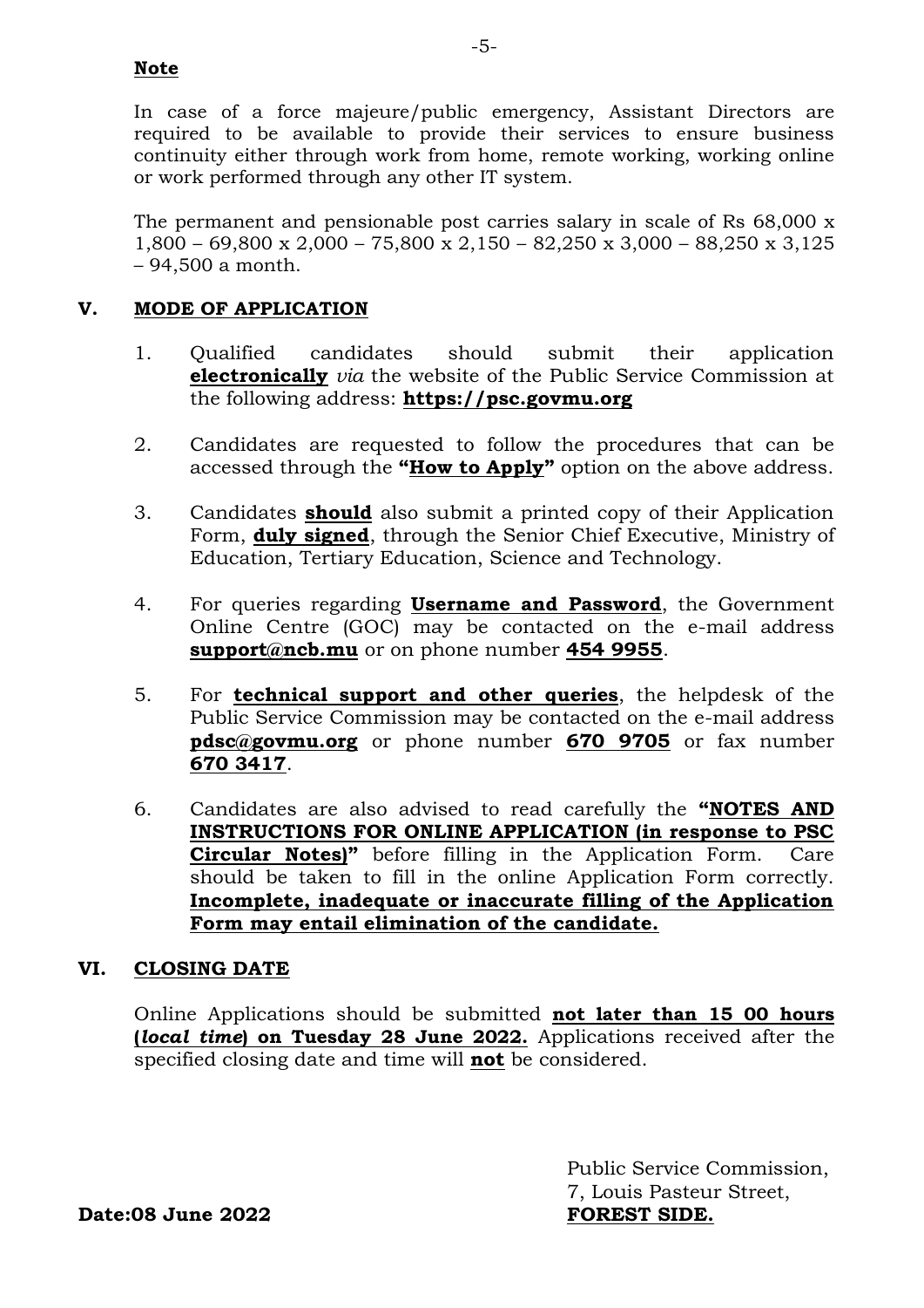**Note**

In case of a force majeure/public emergency, Assistant Directors are required to be available to provide their services to ensure business continuity either through work from home, remote working, working online or work performed through any other IT system.

The permanent and pensionable post carries salary in scale of Rs 68,000 x 1,800 – 69,800 x 2,000 – 75,800 x 2,150 – 82,250 x 3,000 – 88,250 x 3,125 – 94,500 a month.

## V. MODE OF APPLICATION

1. Qualified candidates should submit their application **electronically** *via* the website of the Public Service Commission at the following address: **https://psc.govmu.org**

2. Candidates are requested to follow the procedures that can be accessed through the **"How to Apply"** option on the above address.

3. Candidates **should** also submit a printed copy of their Application Form, **duly signed**, through the Senior Chief Executive, Ministry of Education, Tertiary Education, Science and Technology.

4. For queries regarding **Username and Password**, the Government Online Centre (GOC) may be contacted on the e-mail address **support@ncb.mu** or on phone number **454 9955**.

5. For **technical support and other queries**, the helpdesk of the Public Service Commission may be contacted on the e-mail address **pdsc@govmu.org** or phone number **670 9705** or fax number **670 3417**.

6. Candidates are also advised to read carefully the **"NOTES AND INSTRUCTIONS FOR ONLINE APPLICATION (in response to PSC Circular Notes)"** before filling in the Application Form. Care should be taken to fill in the online Application Form correctly. **Incomplete, inadequate or inaccurate filling of the Application Form may entail elimination of the candidate.**

## VI. CLOSING DATE

Online Applications should be submitted **not later than 15 00 hours (*local time*) on Tuesday 28 June 2022.** Applications received after the specified closing date and time will **not** be considered.

Public Service Commission,
7, Louis Pasteur Street,
**FOREST SIDE.**

**Date:08 June 2022**